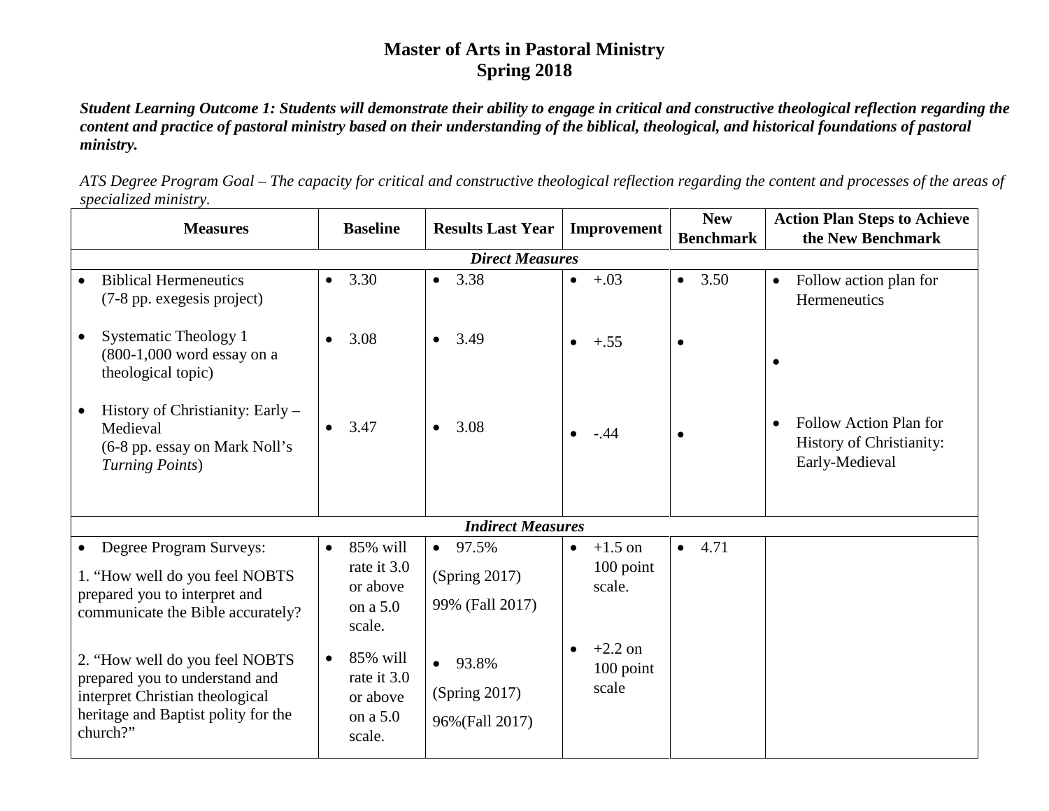# Master of Arts in Pastoral Ministry
## Spring 2018

***Student Learning Outcome 1: Students will demonstrate their ability to engage in critical and constructive theological reflection regarding the content and practice of pastoral ministry based on their understanding of the biblical, theological, and historical foundations of pastoral ministry.***

*ATS Degree Program Goal – The capacity for critical and constructive theological reflection regarding the content and processes of the areas of specialized ministry.*

| Measures | Baseline | Results Last Year | Improvement | New Benchmark | Action Plan Steps to Achieve the New Benchmark |
|---|---|---|---|---|---|
| ***Direct Measures*** | | | | | |
| • Biblical Hermeneutics (7-8 pp. exegesis project) | • 3.30 | • 3.38 | • +.03 | • 3.50 | • Follow action plan for Hermeneutics |
| • Systematic Theology 1 (800-1,000 word essay on a theological topic) | • 3.08 | • 3.49 | • +.55 | • | • |
| • History of Christianity: Early – Medieval (6-8 pp. essay on Mark Noll's *Turning Points*) | • 3.47 | • 3.08 | • -.44 | • | • Follow Action Plan for History of Christianity: Early-Medieval |
| ***Indirect Measures*** | | | | | |
| • Degree Program Surveys: 1. "How well do you feel NOBTS prepared you to interpret and communicate the Bible accurately? | • 85% will rate it 3.0 or above on a 5.0 scale. | • 97.5% (Spring 2017) 99% (Fall 2017) | • +1.5 on 100 point scale. | • 4.71 | |
| 2. "How well do you feel NOBTS prepared you to understand and interpret Christian theological heritage and Baptist polity for the church?" | • 85% will rate it 3.0 or above on a 5.0 scale. | • 93.8% (Spring 2017) 96%(Fall 2017) | • +2.2 on 100 point scale | | |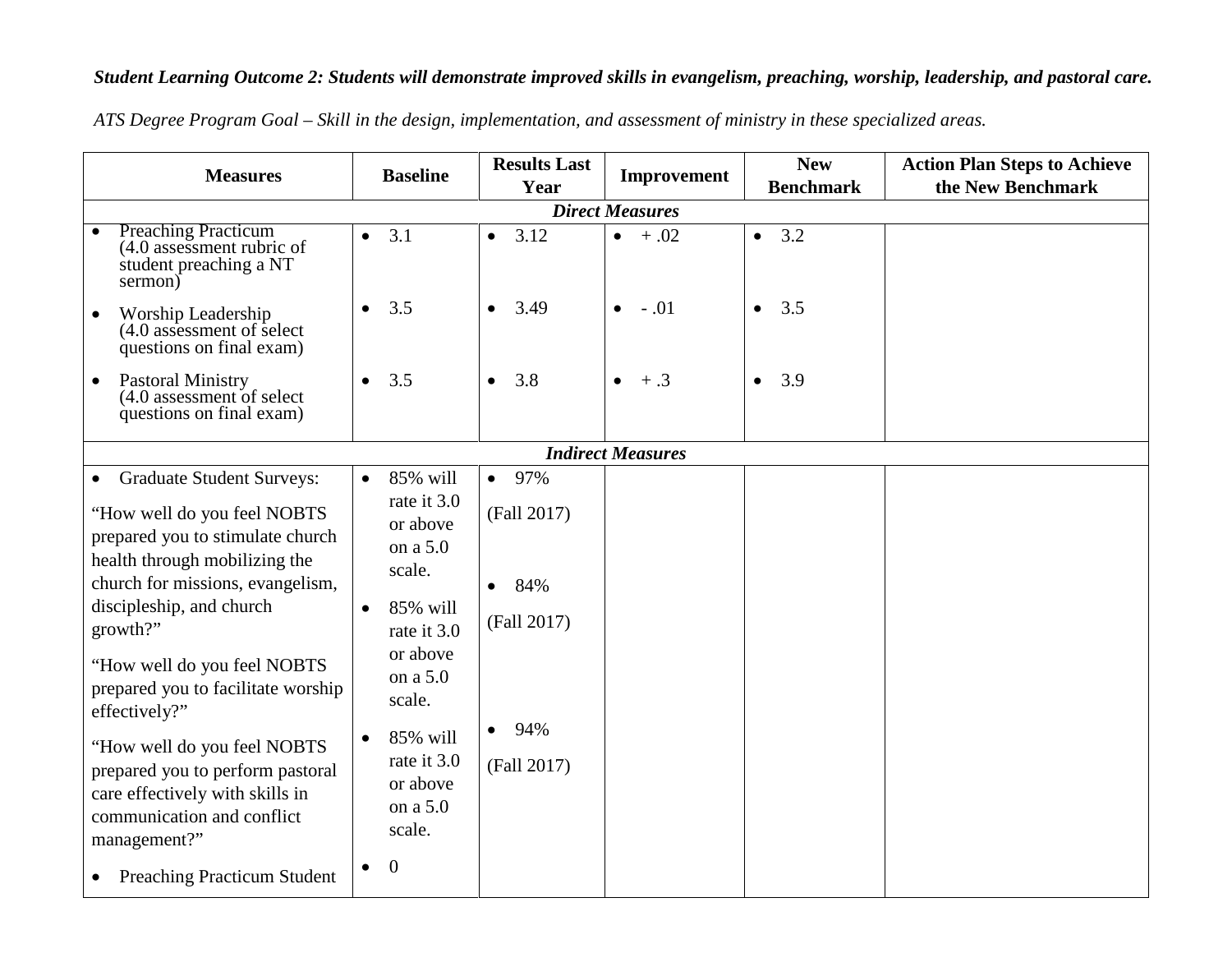***Student Learning Outcome 2: Students will demonstrate improved skills in evangelism, preaching, worship, leadership, and pastoral care.***

*ATS Degree Program Goal – Skill in the design, implementation, and assessment of ministry in these specialized areas.*

| Measures | Baseline | Results Last Year | Improvement | New Benchmark | Action Plan Steps to Achieve the New Benchmark |
|---|---|---|---|---|---|
| ***Direct Measures*** | | | | | |
| • Preaching Practicum (4.0 assessment rubric of student preaching a NT sermon)<br>• Worship Leadership (4.0 assessment of select questions on final exam)<br>• Pastoral Ministry (4.0 assessment of select questions on final exam) | • 3.1<br>• 3.5<br>• 3.5 | • 3.12<br>• 3.49<br>• 3.8 | • + .02<br>• - .01<br>• + .3 | • 3.2<br>• 3.5<br>• 3.9 | |
| ***Indirect Measures*** | | | | | |
| • Graduate Student Surveys:<br>"How well do you feel NOBTS prepared you to stimulate church health through mobilizing the church for missions, evangelism, discipleship, and church growth?"<br>"How well do you feel NOBTS prepared you to facilitate worship effectively?"<br>"How well do you feel NOBTS prepared you to perform pastoral care effectively with skills in communication and conflict management?"<br>• Preaching Practicum Student | • 85% will rate it 3.0 or above on a 5.0 scale.<br>• 85% will rate it 3.0 or above on a 5.0 scale.<br>• 85% will rate it 3.0 or above on a 5.0 scale.<br>• 0 | • 97% (Fall 2017)<br>• 84% (Fall 2017)<br>• 94% (Fall 2017) | | | |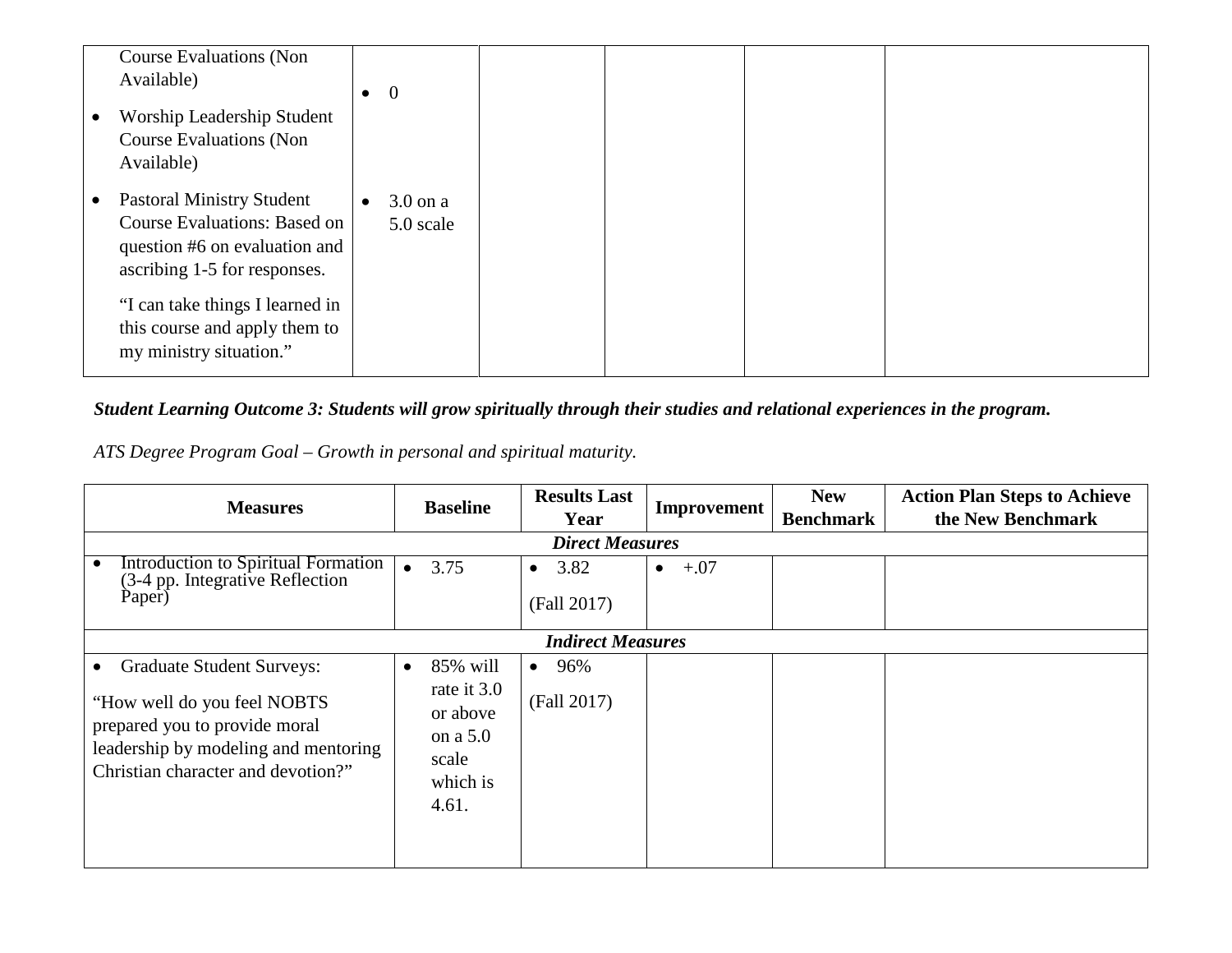| | | | | | |
|---|---|---|---|---|---|
| Course Evaluations (Non Available)<br>• Worship Leadership Student Course Evaluations (Non Available) | • 0 | | | | |
| • Pastoral Ministry Student Course Evaluations: Based on question #6 on evaluation and ascribing 1-5 for responses.<br>"I can take things I learned in this course and apply them to my ministry situation." | • 3.0 on a 5.0 scale | | | | |

***Student Learning Outcome 3: Students will grow spiritually through their studies and relational experiences in the program.***

*ATS Degree Program Goal – Growth in personal and spiritual maturity.*

| Measures | Baseline | Results Last Year | Improvement | New Benchmark | Action Plan Steps to Achieve the New Benchmark |
|---|---|---|---|---|---|
| ***Direct Measures*** | | | | | |
| • Introduction to Spiritual Formation (3-4 pp. Integrative Reflection Paper) | • 3.75 | • 3.82<br>(Fall 2017) | • +.07 | | |
| ***Indirect Measures*** | | | | | |
| • Graduate Student Surveys:<br>"How well do you feel NOBTS prepared you to provide moral leadership by modeling and mentoring Christian character and devotion?" | • 85% will rate it 3.0 or above on a 5.0 scale which is 4.61. | • 96%<br>(Fall 2017) | | | |